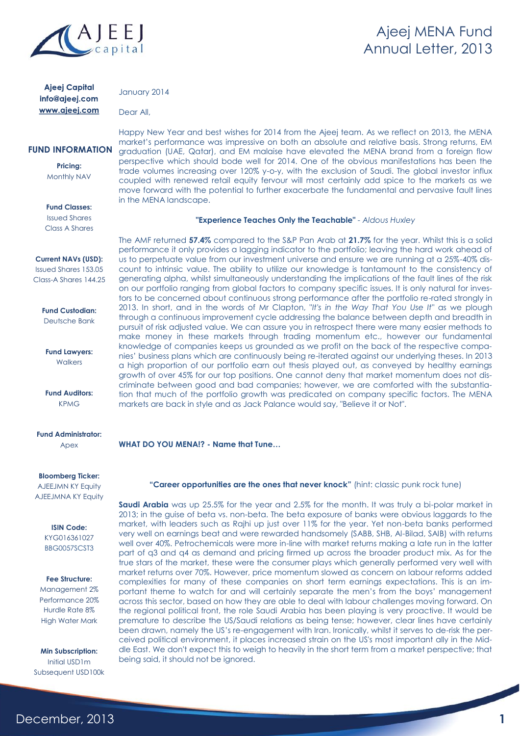# Ajeej MENA Fund Annual Letter, 2013

**Ajeej Capital**
**info@ajeej.com**
**www.ajeej.com**

## FUND INFORMATION

**Pricing:**
Monthly NAV

**Fund Classes:**
Issued Shares
Class A Shares

**Current NAVs (USD):**
Issued Shares 153.05
Class-A Shares 144.25

**Fund Custodian:**
Deutsche Bank

**Fund Lawyers:**
Walkers

**Fund Auditors:**
KPMG

**Fund Administrator:**
Apex

**Bloomberg Ticker:**
AJEEJMN KY Equity
AJEEJMNA KY Equity

**ISIN Code:**
KYG016361027
BBG0057SCST3

**Fee Structure:**
Management 2%
Performance 20%
Hurdle Rate 8%
High Water Mark

**Min Subscription:**
Initial USD1m
Subsequent USD100k

---

January 2014

Dear All,

Happy New Year and best wishes for 2014 from the Ajeej team. As we reflect on 2013, the MENA market's performance was impressive on both an absolute and relative basis. Strong returns, EM graduation (UAE, Qatar), and EM malaise have elevated the MENA brand from a foreign flow perspective which should bode well for 2014. One of the obvious manifestations has been the trade volumes increasing over 120% y-o-y, with the exclusion of Saudi. The global investor influx coupled with renewed retail equity fervour will most certainly add spice to the markets as we move forward with the potential to further exacerbate the fundamental and pervasive fault lines in the MENA landscape.

**"Experience Teaches Only the Teachable"** - *Aldous Huxley*

The AMF returned **57.4%** compared to the S&P Pan Arab at **21.7%** for the year. Whilst this is a solid performance it only provides a lagging indicator to the portfolio; leaving the hard work ahead of us to perpetuate value from our investment universe and ensure we are running at a 25%-40% discount to intrinsic value. The ability to utilize our knowledge is tantamount to the consistency of generating alpha, whilst simultaneously understanding the implications of the fault lines of the risk on our portfolio ranging from global factors to company specific issues. It is only natural for investors to be concerned about continuous strong performance after the portfolio re-rated strongly in 2013. In short, and in the words of Mr Clapton, *"It's in the Way That You Use It"* as we plough through a continuous improvement cycle addressing the balance between depth and breadth in pursuit of risk adjusted value. We can assure you in retrospect there were many easier methods to make money in these markets through trading momentum etc., however our fundamental knowledge of companies keeps us grounded as we profit on the back of the respective companies' business plans which are continuously being re-iterated against our underlying theses. In 2013 a high proportion of our portfolio earn out thesis played out, as conveyed by healthy earnings growth of over 45% for our top positions. One cannot deny that market momentum does not discriminate between good and bad companies; however, we are comforted with the substantiation that much of the portfolio growth was predicated on company specific factors. The MENA markets are back in style and as Jack Palance would say, "Believe it or Not".

**WHAT DO YOU MENA!? - Name that Tune…**

**"Career opportunities are the ones that never knock"** (hint: classic punk rock tune)

**Saudi Arabia** was up 25.5% for the year and 2.5% for the month. It was truly a bi-polar market in 2013; in the guise of beta vs. non-beta. The beta exposure of banks were obvious laggards to the market, with leaders such as Rajhi up just over 11% for the year. Yet non-beta banks performed very well on earnings beat and were rewarded handsomely (SABB, SHB, Al-Bilad, SAIB) with returns well over 40%. Petrochemicals were more in-line with market returns making a late run in the latter part of q3 and q4 as demand and pricing firmed up across the broader product mix. As for the true stars of the market, these were the consumer plays which generally performed very well with market returns over 70%. However, price momentum slowed as concern on labour reforms added complexities for many of these companies on short term earnings expectations. This is an important theme to watch for and will certainly separate the men's from the boys' management across this sector, based on how they are able to deal with labour challenges moving forward. On the regional political front, the role Saudi Arabia has been playing is very proactive. It would be premature to describe the US/Saudi relations as being tense; however, clear lines have certainly been drawn, namely the US's re-engagement with Iran. Ironically, whilst it serves to de-risk the perceived political environment, it places increased strain on the US's most important ally in the Middle East. We don't expect this to weigh to heavily in the short term from a market perspective; that being said, it should not be ignored.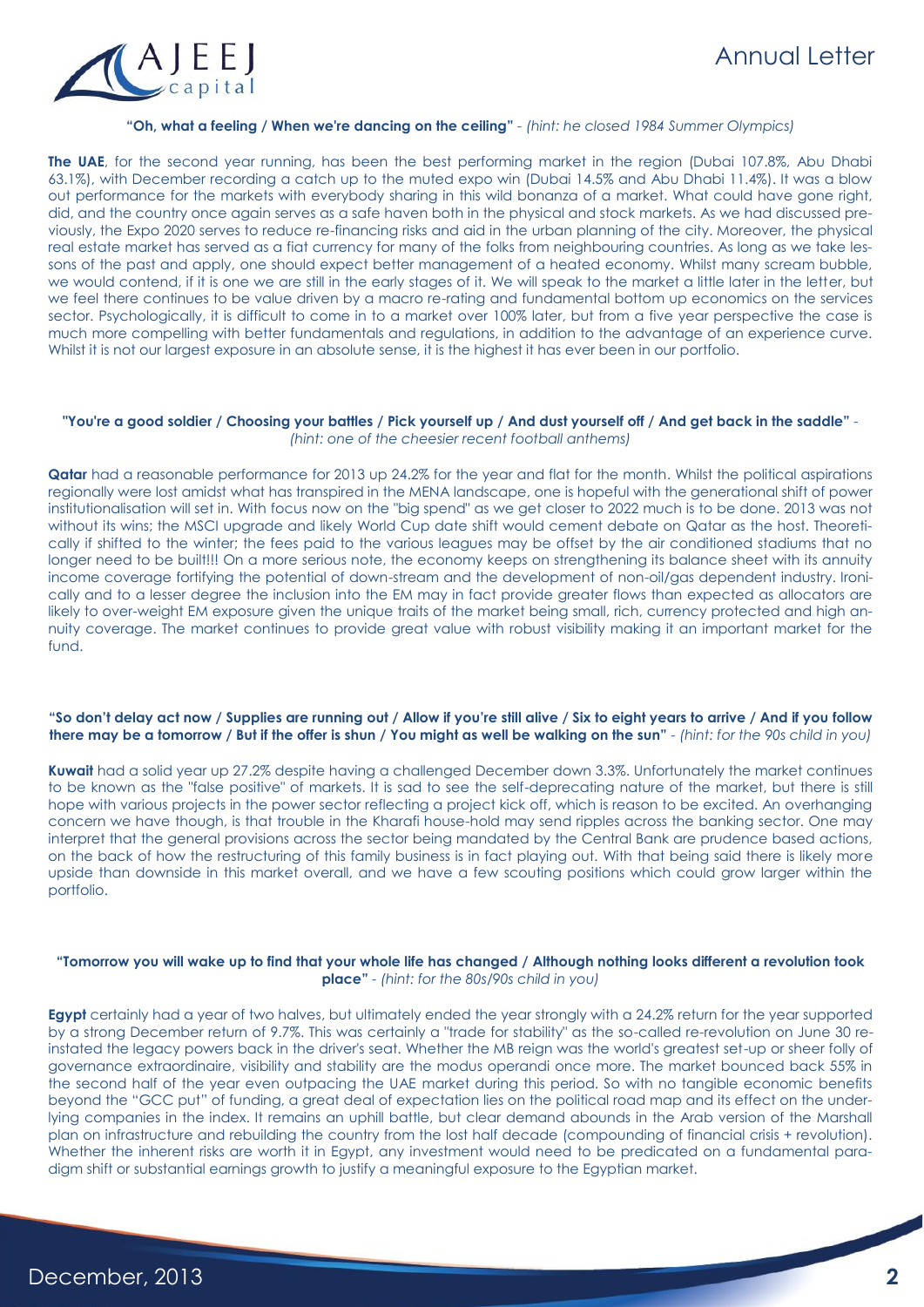**"Oh, what a feeling / When we're dancing on the ceiling"** - *(hint: he closed 1984 Summer Olympics)*

**The UAE**, for the second year running, has been the best performing market in the region (Dubai 107.8%, Abu Dhabi 63.1%), with December recording a catch up to the muted expo win (Dubai 14.5% and Abu Dhabi 11.4%). It was a blow out performance for the markets with everybody sharing in this wild bonanza of a market. What could have gone right, did, and the country once again serves as a safe haven both in the physical and stock markets. As we had discussed previously, the Expo 2020 serves to reduce re-financing risks and aid in the urban planning of the city. Moreover, the physical real estate market has served as a fiat currency for many of the folks from neighbouring countries. As long as we take lessons of the past and apply, one should expect better management of a heated economy. Whilst many scream bubble, we would contend, if it is one we are still in the early stages of it. We will speak to the market a little later in the letter, but we feel there continues to be value driven by a macro re-rating and fundamental bottom up economics on the services sector. Psychologically, it is difficult to come in to a market over 100% later, but from a five year perspective the case is much more compelling with better fundamentals and regulations, in addition to the advantage of an experience curve. Whilst it is not our largest exposure in an absolute sense, it is the highest it has ever been in our portfolio.

**"You're a good soldier / Choosing your battles / Pick yourself up / And dust yourself off / And get back in the saddle"** - *(hint: one of the cheesier recent football anthems)*

**Qatar** had a reasonable performance for 2013 up 24.2% for the year and flat for the month. Whilst the political aspirations regionally were lost amidst what has transpired in the MENA landscape, one is hopeful with the generational shift of power institutionalisation will set in. With focus now on the "big spend" as we get closer to 2022 much is to be done. 2013 was not without its wins; the MSCI upgrade and likely World Cup date shift would cement debate on Qatar as the host. Theoretically if shifted to the winter; the fees paid to the various leagues may be offset by the air conditioned stadiums that no longer need to be built!!! On a more serious note, the economy keeps on strengthening its balance sheet with its annuity income coverage fortifying the potential of down-stream and the development of non-oil/gas dependent industry. Ironically and to a lesser degree the inclusion into the EM may in fact provide greater flows than expected as allocators are likely to over-weight EM exposure given the unique traits of the market being small, rich, currency protected and high annuity coverage. The market continues to provide great value with robust visibility making it an important market for the fund.

**"So don't delay act now / Supplies are running out / Allow if you're still alive / Six to eight years to arrive / And if you follow there may be a tomorrow / But if the offer is shun / You might as well be walking on the sun"** - *(hint: for the 90s child in you)*

**Kuwait** had a solid year up 27.2% despite having a challenged December down 3.3%. Unfortunately the market continues to be known as the "false positive" of markets. It is sad to see the self-deprecating nature of the market, but there is still hope with various projects in the power sector reflecting a project kick off, which is reason to be excited. An overhanging concern we have though, is that trouble in the Kharafi house-hold may send ripples across the banking sector. One may interpret that the general provisions across the sector being mandated by the Central Bank are prudence based actions, on the back of how the restructuring of this family business is in fact playing out. With that being said there is likely more upside than downside in this market overall, and we have a few scouting positions which could grow larger within the portfolio.

**"Tomorrow you will wake up to find that your whole life has changed / Although nothing looks different a revolution took place"** - *(hint: for the 80s/90s child in you)*

**Egypt** certainly had a year of two halves, but ultimately ended the year strongly with a 24.2% return for the year supported by a strong December return of 9.7%. This was certainly a "trade for stability" as the so-called re-revolution on June 30 reinstated the legacy powers back in the driver's seat. Whether the MB reign was the world's greatest set-up or sheer folly of governance extraordinaire, visibility and stability are the modus operandi once more. The market bounced back 55% in the second half of the year even outpacing the UAE market during this period. So with no tangible economic benefits beyond the "GCC put" of funding, a great deal of expectation lies on the political road map and its effect on the underlying companies in the index. It remains an uphill battle, but clear demand abounds in the Arab version of the Marshall plan on infrastructure and rebuilding the country from the lost half decade (compounding of financial crisis + revolution). Whether the inherent risks are worth it in Egypt, any investment would need to be predicated on a fundamental paradigm shift or substantial earnings growth to justify a meaningful exposure to the Egyptian market.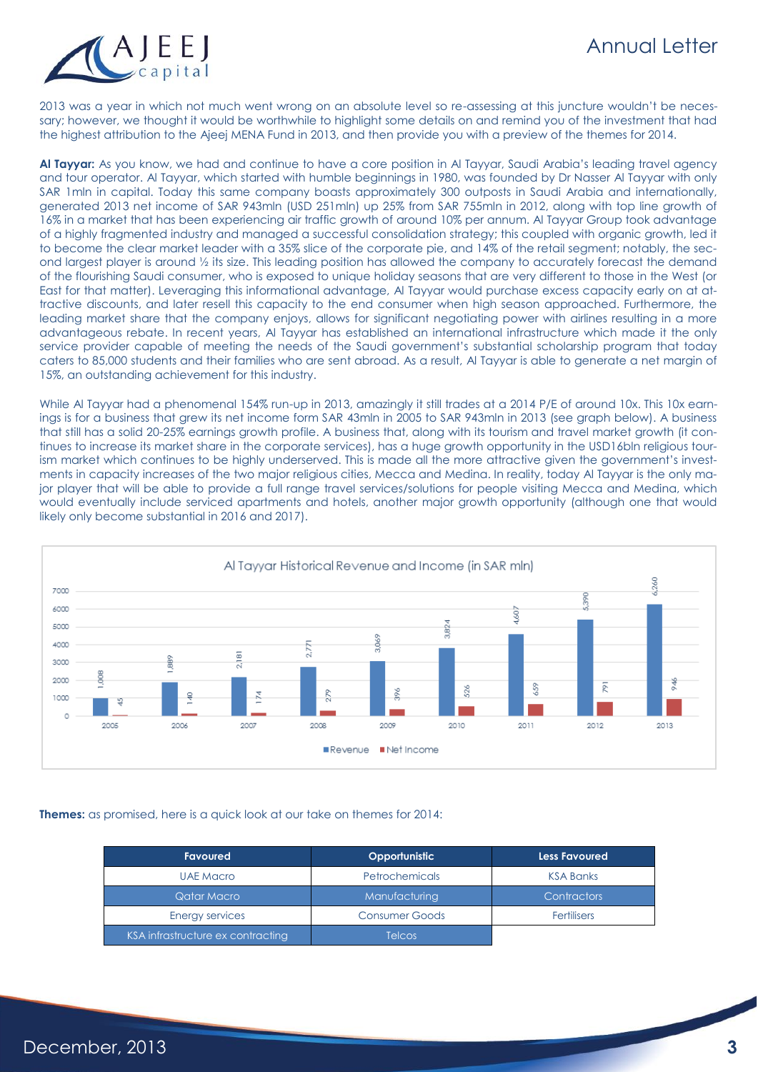2013 was a year in which not much went wrong on an absolute level so re-assessing at this juncture wouldn't be necessary; however, we thought it would be worthwhile to highlight some details on and remind you of the investment that had the highest attribution to the Ajeej MENA Fund in 2013, and then provide you with a preview of the themes for 2014.

**Al Tayyar:** As you know, we had and continue to have a core position in Al Tayyar, Saudi Arabia's leading travel agency and tour operator. Al Tayyar, which started with humble beginnings in 1980, was founded by Dr Nasser Al Tayyar with only SAR 1mln in capital. Today this same company boasts approximately 300 outposts in Saudi Arabia and internationally, generated 2013 net income of SAR 943mln (USD 251mln) up 25% from SAR 755mln in 2012, along with top line growth of 16% in a market that has been experiencing air traffic growth of around 10% per annum. Al Tayyar Group took advantage of a highly fragmented industry and managed a successful consolidation strategy; this coupled with organic growth, led it to become the clear market leader with a 35% slice of the corporate pie, and 14% of the retail segment; notably, the second largest player is around ½ its size. This leading position has allowed the company to accurately forecast the demand of the flourishing Saudi consumer, who is exposed to unique holiday seasons that are very different to those in the West (or East for that matter). Leveraging this informational advantage, Al Tayyar would purchase excess capacity early on at attractive discounts, and later resell this capacity to the end consumer when high season approached. Furthermore, the leading market share that the company enjoys, allows for significant negotiating power with airlines resulting in a more advantageous rebate. In recent years, Al Tayyar has established an international infrastructure which made it the only service provider capable of meeting the needs of the Saudi government's substantial scholarship program that today caters to 85,000 students and their families who are sent abroad. As a result, Al Tayyar is able to generate a net margin of 15%, an outstanding achievement for this industry.

While Al Tayyar had a phenomenal 154% run-up in 2013, amazingly it still trades at a 2014 P/E of around 10x. This 10x earnings is for a business that grew its net income form SAR 43mln in 2005 to SAR 943mln in 2013 (see graph below). A business that still has a solid 20-25% earnings growth profile. A business that, along with its tourism and travel market growth (it continues to increase its market share in the corporate services), has a huge growth opportunity in the USD16bln religious tourism market which continues to be highly underserved. This is made all the more attractive given the government's investments in capacity increases of the two major religious cities, Mecca and Medina. In reality, today Al Tayyar is the only major player that will be able to provide a full range travel services/solutions for people visiting Mecca and Medina, which would eventually include serviced apartments and hotels, another major growth opportunity (although one that would likely only become substantial in 2016 and 2017).

**Al Tayyar Historical Revenue and Income (in SAR mln)**

| Year | Revenue | Net Income |
|---|---|---|
| 2005 | 1,008 | 45 |
| 2006 | 1,889 | 140 |
| 2007 | 2,181 | 174 |
| 2008 | 2,771 | 279 |
| 2009 | 3,069 | 396 |
| 2010 | 3,824 | 526 |
| 2011 | 4,607 | 659 |
| 2012 | 5,390 | 791 |
| 2013 | 6,260 | 946 |

**Themes:** as promised, here is a quick look at our take on themes for 2014:

| Favoured | Opportunistic | Less Favoured |
|---|---|---|
| UAE Macro | Petrochemicals | KSA Banks |
| Qatar Macro | Manufacturing | Contractors |
| Energy services | Consumer Goods | Fertilisers |
| KSA infrastructure ex contracting | Telcos | |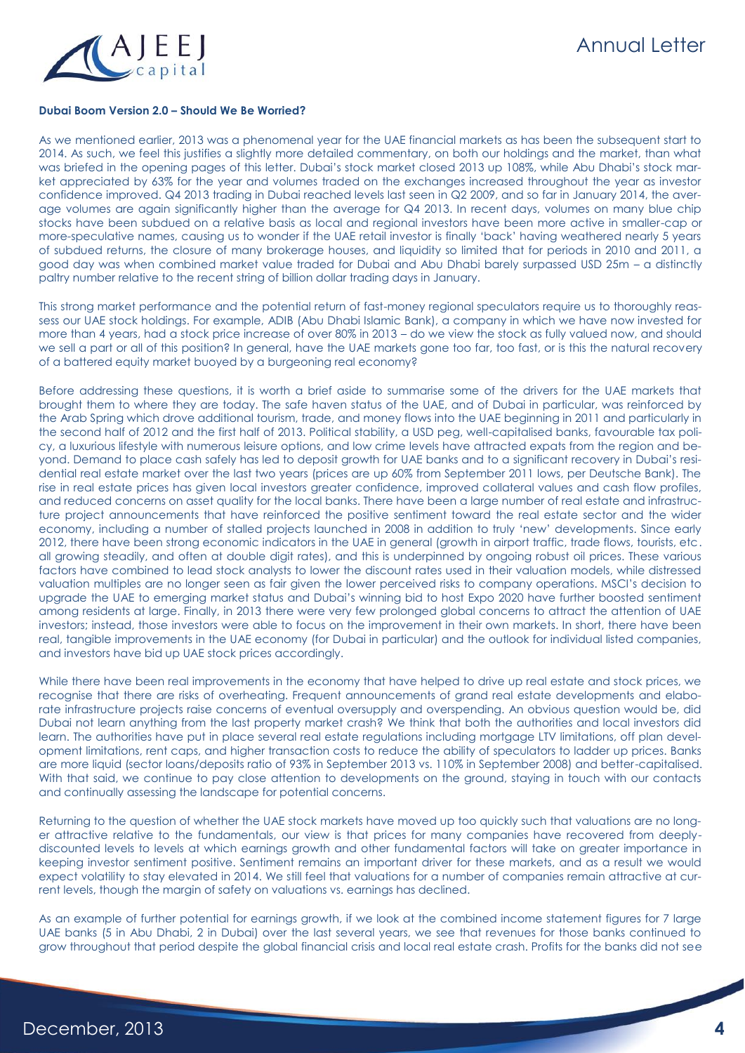**Dubai Boom Version 2.0 – Should We Be Worried?**

As we mentioned earlier, 2013 was a phenomenal year for the UAE financial markets as has been the subsequent start to 2014. As such, we feel this justifies a slightly more detailed commentary, on both our holdings and the market, than what was briefed in the opening pages of this letter. Dubai's stock market closed 2013 up 108%, while Abu Dhabi's stock market appreciated by 63% for the year and volumes traded on the exchanges increased throughout the year as investor confidence improved. Q4 2013 trading in Dubai reached levels last seen in Q2 2009, and so far in January 2014, the average volumes are again significantly higher than the average for Q4 2013. In recent days, volumes on many blue chip stocks have been subdued on a relative basis as local and regional investors have been more active in smaller-cap or more-speculative names, causing us to wonder if the UAE retail investor is finally 'back' having weathered nearly 5 years of subdued returns, the closure of many brokerage houses, and liquidity so limited that for periods in 2010 and 2011, a good day was when combined market value traded for Dubai and Abu Dhabi barely surpassed USD 25m – a distinctly paltry number relative to the recent string of billion dollar trading days in January.

This strong market performance and the potential return of fast-money regional speculators require us to thoroughly reassess our UAE stock holdings. For example, ADIB (Abu Dhabi Islamic Bank), a company in which we have now invested for more than 4 years, had a stock price increase of over 80% in 2013 – do we view the stock as fully valued now, and should we sell a part or all of this position? In general, have the UAE markets gone too far, too fast, or is this the natural recovery of a battered equity market buoyed by a burgeoning real economy?

Before addressing these questions, it is worth a brief aside to summarise some of the drivers for the UAE markets that brought them to where they are today. The safe haven status of the UAE, and of Dubai in particular, was reinforced by the Arab Spring which drove additional tourism, trade, and money flows into the UAE beginning in 2011 and particularly in the second half of 2012 and the first half of 2013. Political stability, a USD peg, well-capitalised banks, favourable tax policy, a luxurious lifestyle with numerous leisure options, and low crime levels have attracted expats from the region and beyond. Demand to place cash safely has led to deposit growth for UAE banks and to a significant recovery in Dubai's residential real estate market over the last two years (prices are up 60% from September 2011 lows, per Deutsche Bank). The rise in real estate prices has given local investors greater confidence, improved collateral values and cash flow profiles, and reduced concerns on asset quality for the local banks. There have been a large number of real estate and infrastructure project announcements that have reinforced the positive sentiment toward the real estate sector and the wider economy, including a number of stalled projects launched in 2008 in addition to truly 'new' developments. Since early 2012, there have been strong economic indicators in the UAE in general (growth in airport traffic, trade flows, tourists, etc. all growing steadily, and often at double digit rates), and this is underpinned by ongoing robust oil prices. These various factors have combined to lead stock analysts to lower the discount rates used in their valuation models, while distressed valuation multiples are no longer seen as fair given the lower perceived risks to company operations. MSCI's decision to upgrade the UAE to emerging market status and Dubai's winning bid to host Expo 2020 have further boosted sentiment among residents at large. Finally, in 2013 there were very few prolonged global concerns to attract the attention of UAE investors; instead, those investors were able to focus on the improvement in their own markets. In short, there have been real, tangible improvements in the UAE economy (for Dubai in particular) and the outlook for individual listed companies, and investors have bid up UAE stock prices accordingly.

While there have been real improvements in the economy that have helped to drive up real estate and stock prices, we recognise that there are risks of overheating. Frequent announcements of grand real estate developments and elaborate infrastructure projects raise concerns of eventual oversupply and overspending. An obvious question would be, did Dubai not learn anything from the last property market crash? We think that both the authorities and local investors did learn. The authorities have put in place several real estate regulations including mortgage LTV limitations, off plan development limitations, rent caps, and higher transaction costs to reduce the ability of speculators to ladder up prices. Banks are more liquid (sector loans/deposits ratio of 93% in September 2013 vs. 110% in September 2008) and better-capitalised. With that said, we continue to pay close attention to developments on the ground, staying in touch with our contacts and continually assessing the landscape for potential concerns.

Returning to the question of whether the UAE stock markets have moved up too quickly such that valuations are no longer attractive relative to the fundamentals, our view is that prices for many companies have recovered from deeply-discounted levels to levels at which earnings growth and other fundamental factors will take on greater importance in keeping investor sentiment positive. Sentiment remains an important driver for these markets, and as a result we would expect volatility to stay elevated in 2014. We still feel that valuations for a number of companies remain attractive at current levels, though the margin of safety on valuations vs. earnings has declined.

As an example of further potential for earnings growth, if we look at the combined income statement figures for 7 large UAE banks (5 in Abu Dhabi, 2 in Dubai) over the last several years, we see that revenues for those banks continued to grow throughout that period despite the global financial crisis and local real estate crash. Profits for the banks did not see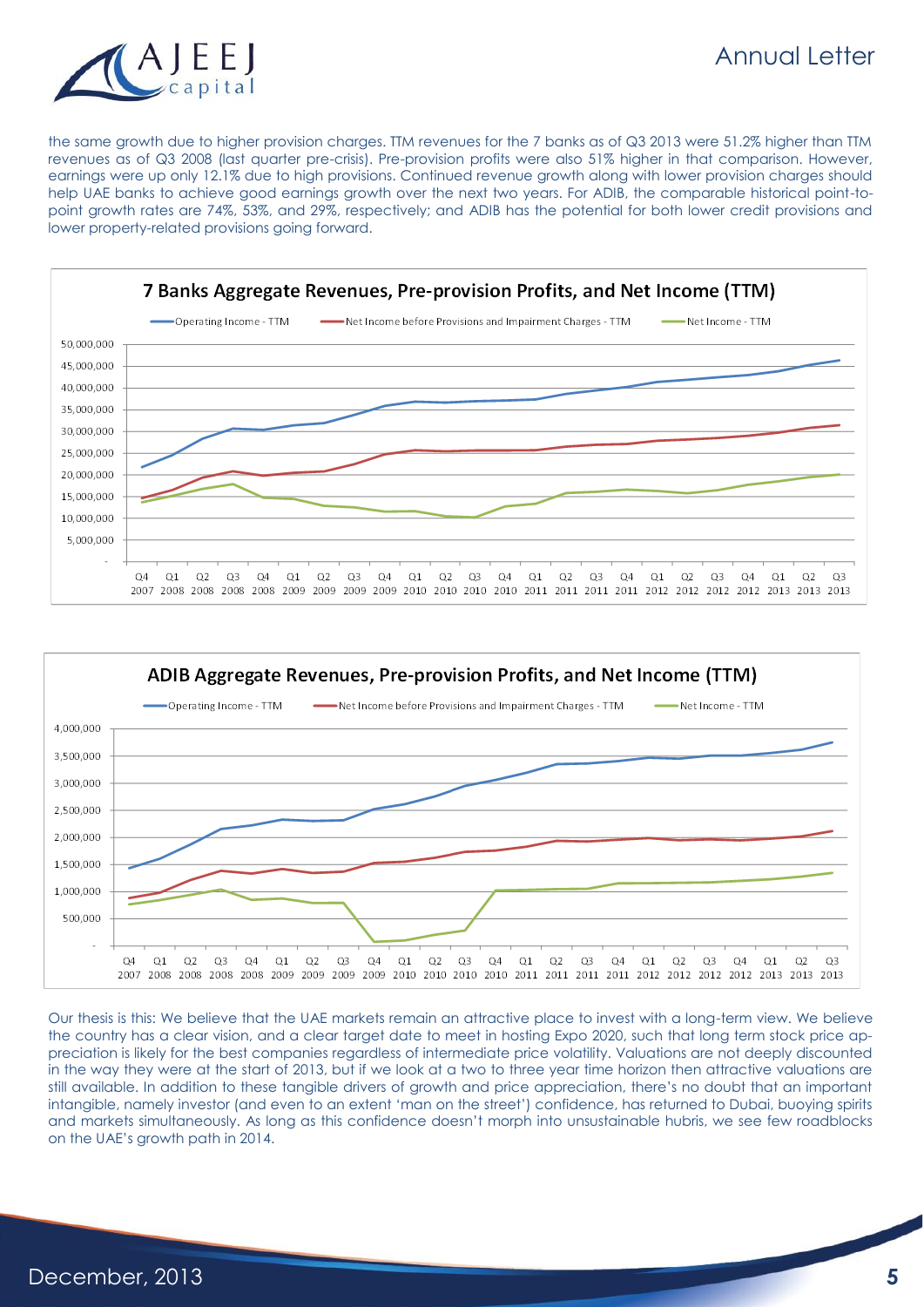the same growth due to higher provision charges. TTM revenues for the 7 banks as of Q3 2013 were 51.2% higher than TTM revenues as of Q3 2008 (last quarter pre-crisis). Pre-provision profits were also 51% higher in that comparison. However, earnings were up only 12.1% due to high provisions. Continued revenue growth along with lower provision charges should help UAE banks to achieve good earnings growth over the next two years. For ADIB, the comparable historical point-to-point growth rates are 74%, 53%, and 29%, respectively; and ADIB has the potential for both lower credit provisions and lower property-related provisions going forward.

**7 Banks Aggregate Revenues, Pre-provision Profits, and Net Income (TTM)**

**ADIB Aggregate Revenues, Pre-provision Profits, and Net Income (TTM)**

Our thesis is this: We believe that the UAE markets remain an attractive place to invest with a long-term view. We believe the country has a clear vision, and a clear target date to meet in hosting Expo 2020, such that long term stock price appreciation is likely for the best companies regardless of intermediate price volatility. Valuations are not deeply discounted in the way they were at the start of 2013, but if we look at a two to three year time horizon then attractive valuations are still available. In addition to these tangible drivers of growth and price appreciation, there's no doubt that an important intangible, namely investor (and even to an extent 'man on the street') confidence, has returned to Dubai, buoying spirits and markets simultaneously. As long as this confidence doesn't morph into unsustainable hubris, we see few roadblocks on the UAE's growth path in 2014.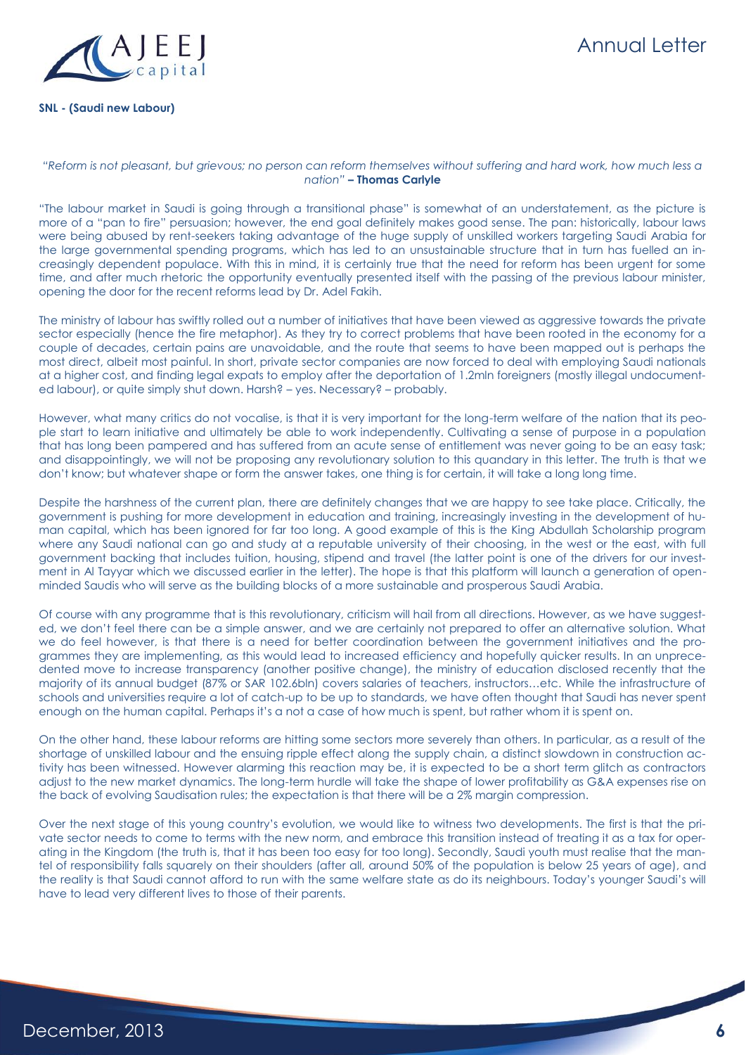**SNL - (Saudi new Labour)**

*"Reform is not pleasant, but grievous; no person can reform themselves without suffering and hard work, how much less a nation"* **– Thomas Carlyle**

"The labour market in Saudi is going through a transitional phase" is somewhat of an understatement, as the picture is more of a "pan to fire" persuasion; however, the end goal definitely makes good sense. The pan: historically, labour laws were being abused by rent-seekers taking advantage of the huge supply of unskilled workers targeting Saudi Arabia for the large governmental spending programs, which has led to an unsustainable structure that in turn has fuelled an increasingly dependent populace. With this in mind, it is certainly true that the need for reform has been urgent for some time, and after much rhetoric the opportunity eventually presented itself with the passing of the previous labour minister, opening the door for the recent reforms lead by Dr. Adel Fakih.

The ministry of labour has swiftly rolled out a number of initiatives that have been viewed as aggressive towards the private sector especially (hence the fire metaphor). As they try to correct problems that have been rooted in the economy for a couple of decades, certain pains are unavoidable, and the route that seems to have been mapped out is perhaps the most direct, albeit most painful. In short, private sector companies are now forced to deal with employing Saudi nationals at a higher cost, and finding legal expats to employ after the deportation of 1.2mln foreigners (mostly illegal undocumented labour), or quite simply shut down. Harsh? – yes. Necessary? – probably.

However, what many critics do not vocalise, is that it is very important for the long-term welfare of the nation that its people start to learn initiative and ultimately be able to work independently. Cultivating a sense of purpose in a population that has long been pampered and has suffered from an acute sense of entitlement was never going to be an easy task; and disappointingly, we will not be proposing any revolutionary solution to this quandary in this letter. The truth is that we don't know; but whatever shape or form the answer takes, one thing is for certain, it will take a long long time.

Despite the harshness of the current plan, there are definitely changes that we are happy to see take place. Critically, the government is pushing for more development in education and training, increasingly investing in the development of human capital, which has been ignored for far too long. A good example of this is the King Abdullah Scholarship program where any Saudi national can go and study at a reputable university of their choosing, in the west or the east, with full government backing that includes tuition, housing, stipend and travel (the latter point is one of the drivers for our investment in Al Tayyar which we discussed earlier in the letter). The hope is that this platform will launch a generation of open-minded Saudis who will serve as the building blocks of a more sustainable and prosperous Saudi Arabia.

Of course with any programme that is this revolutionary, criticism will hail from all directions. However, as we have suggested, we don't feel there can be a simple answer, and we are certainly not prepared to offer an alternative solution. What we do feel however, is that there is a need for better coordination between the government initiatives and the programmes they are implementing, as this would lead to increased efficiency and hopefully quicker results. In an unprecedented move to increase transparency (another positive change), the ministry of education disclosed recently that the majority of its annual budget (87% or SAR 102.6bln) covers salaries of teachers, instructors…etc. While the infrastructure of schools and universities require a lot of catch-up to be up to standards, we have often thought that Saudi has never spent enough on the human capital. Perhaps it's a not a case of how much is spent, but rather whom it is spent on.

On the other hand, these labour reforms are hitting some sectors more severely than others. In particular, as a result of the shortage of unskilled labour and the ensuing ripple effect along the supply chain, a distinct slowdown in construction activity has been witnessed. However alarming this reaction may be, it is expected to be a short term glitch as contractors adjust to the new market dynamics. The long-term hurdle will take the shape of lower profitability as G&A expenses rise on the back of evolving Saudisation rules; the expectation is that there will be a 2% margin compression.

Over the next stage of this young country's evolution, we would like to witness two developments. The first is that the private sector needs to come to terms with the new norm, and embrace this transition instead of treating it as a tax for operating in the Kingdom (the truth is, that it has been too easy for too long). Secondly, Saudi youth must realise that the mantel of responsibility falls squarely on their shoulders (after all, around 50% of the population is below 25 years of age), and the reality is that Saudi cannot afford to run with the same welfare state as do its neighbours. Today's younger Saudi's will have to lead very different lives to those of their parents.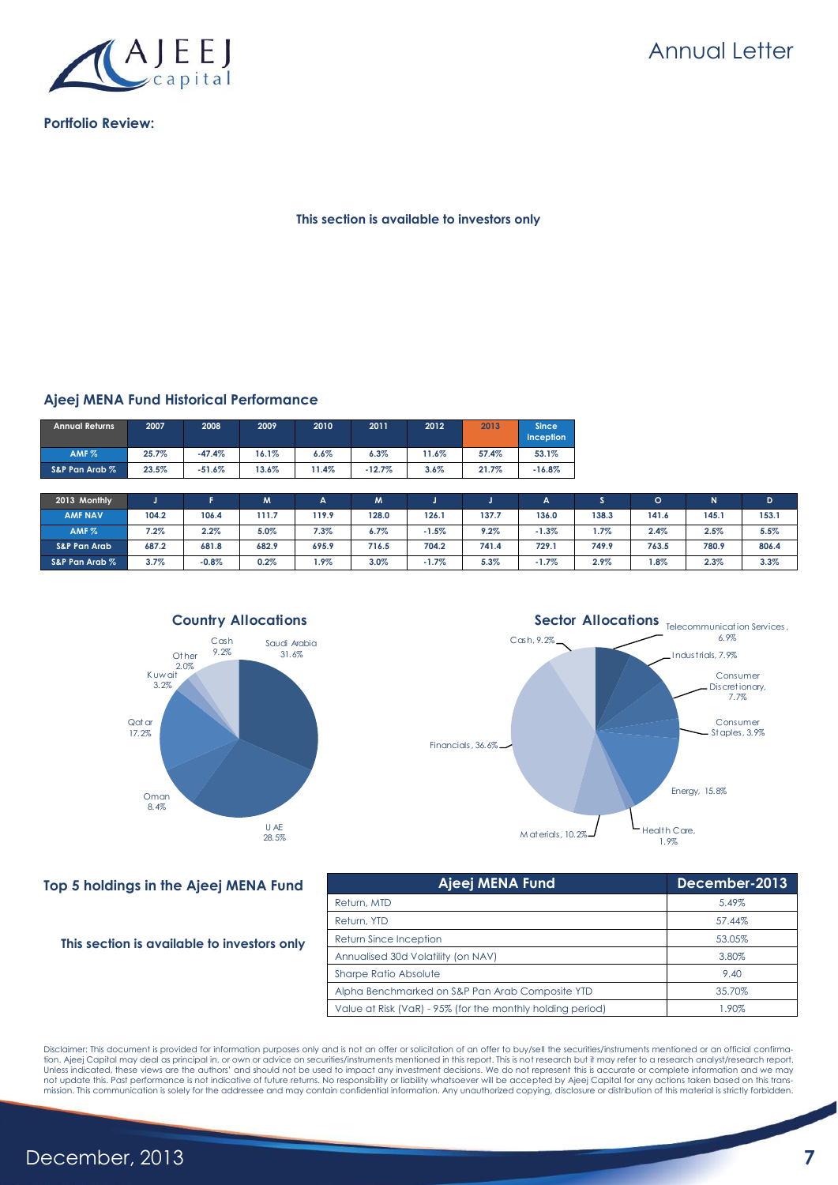## Portfolio Review:

**This section is available to investors only**

### Ajeej MENA Fund Historical Performance

| Annual Returns | 2007 | 2008 | 2009 | 2010 | 2011 | 2012 | 2013 | Since Inception |
|---|---|---|---|---|---|---|---|---|
| AMF % | 25.7% | -47.4% | 16.1% | 6.6% | 6.3% | 11.6% | 57.4% | 53.1% |
| S&P Pan Arab % | 23.5% | -51.6% | 13.6% | 11.4% | -12.7% | 3.6% | 21.7% | -16.8% |

| 2013 Monthly | J | F | M | A | M | J | J | A | S | O | N | D |
|---|---|---|---|---|---|---|---|---|---|---|---|---|
| AMF NAV | 104.2 | 106.4 | 111.7 | 119.9 | 128.0 | 126.1 | 137.7 | 136.0 | 138.3 | 141.6 | 145.1 | 153.1 |
| AMF % | 7.2% | 2.2% | 5.0% | 7.3% | 6.7% | -1.5% | 9.2% | -1.3% | 1.7% | 2.4% | 2.5% | 5.5% |
| S&P Pan Arab | 687.2 | 681.8 | 682.9 | 695.9 | 716.5 | 704.2 | 741.4 | 729.1 | 749.9 | 763.5 | 780.9 | 806.4 |
| S&P Pan Arab % | 3.7% | -0.8% | 0.2% | 1.9% | 3.0% | -1.7% | 5.3% | -1.7% | 2.9% | 1.8% | 2.3% | 3.3% |

**Country Allocations**

Saudi Arabia 31.6%
UAE 28.5%
Oman 8.4%
Qatar 17.2%
Kuwait 3.2%
Other 2.0%
Cash 9.2%

**Sector Allocations**

Telecommunication Services, 6.9%
Industrials, 7.9%
Consumer Discretionary, 7.7%
Consumer Staples, 3.9%
Energy, 15.8%
Health Care, 1.9%
Materials, 10.2%
Financials, 36.6%
Cash, 9.2%

### Top 5 holdings in the Ajeej MENA Fund

**This section is available to investors only**

| Ajeej MENA Fund | December-2013 |
|---|---|
| Return, MTD | 5.49% |
| Return, YTD | 57.44% |
| Return Since Inception | 53.05% |
| Annualised 30d Volatility (on NAV) | 3.80% |
| Sharpe Ratio Absolute | 9.40 |
| Alpha Benchmarked on S&P Pan Arab Composite YTD | 35.70% |
| Value at Risk (VaR) - 95% (for the monthly holding period) | 1.90% |

Disclaimer: This document is provided for information purposes only and is not an offer or solicitation of an offer to buy/sell the securities/instruments mentioned or an official confirmation. Ajeej Capital may deal as principal in, or own or advice on securities/instruments mentioned in this report. This is not research but it may refer to a research analyst/research report. Unless indicated, these views are the authors' and should not be used to impact any investment decisions. We do not represent this is accurate or complete information and we may not update this. Past performance is not indicative of future returns. No responsibility or liability whatsoever will be accepted by Ajeej Capital for any actions taken based on this transmission. This communication is solely for the addressee and may contain confidential information. Any unauthorized copying, disclosure or distribution of this material is strictly forbidden.